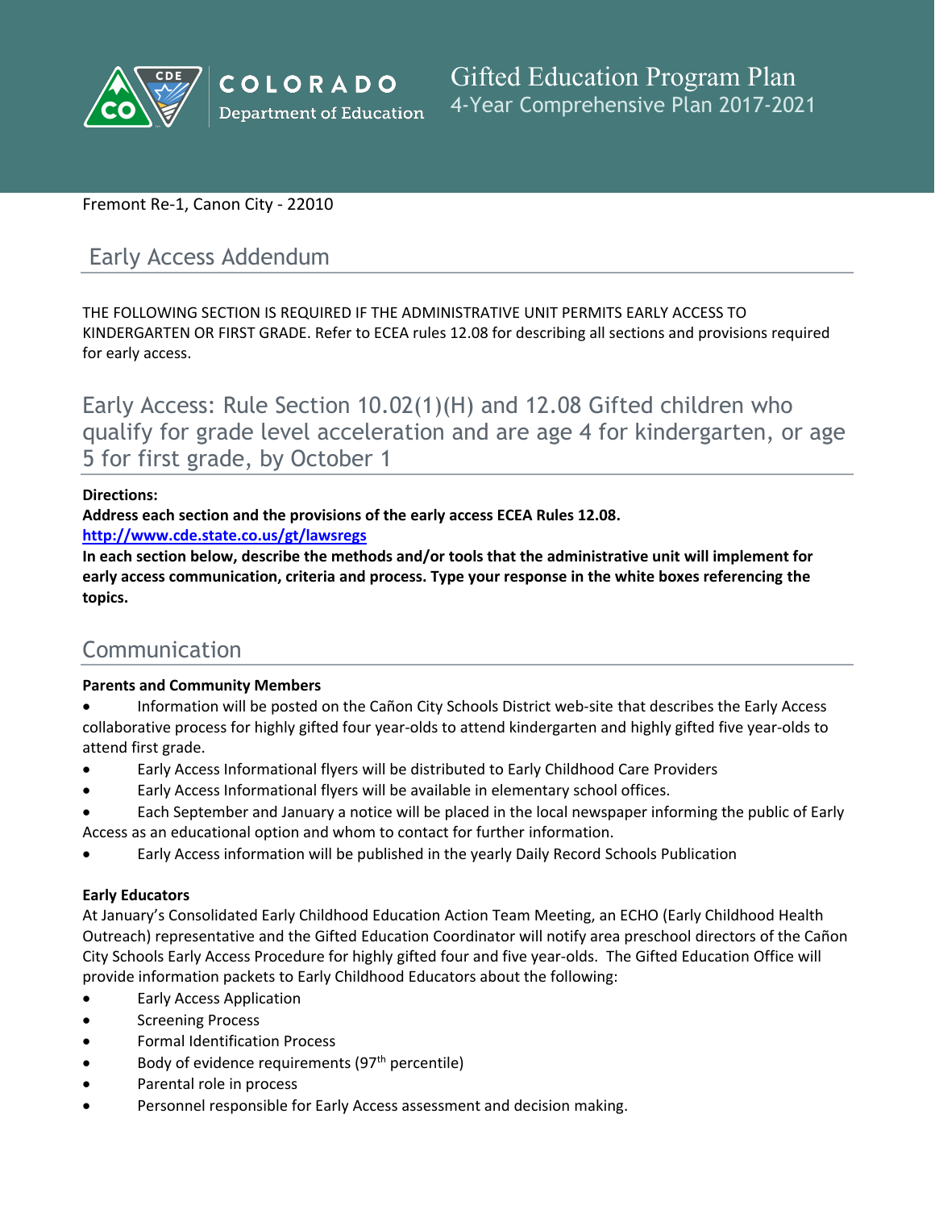COLORADO Department of Education

# Gifted Education Program Plan
4-Year Comprehensive Plan 2017-2021

Fremont Re-1, Canon City - 22010

## Early Access Addendum

THE FOLLOWING SECTION IS REQUIRED IF THE ADMINISTRATIVE UNIT PERMITS EARLY ACCESS TO KINDERGARTEN OR FIRST GRADE. Refer to ECEA rules 12.08 for describing all sections and provisions required for early access.

## Early Access: Rule Section 10.02(1)(H) and 12.08 Gifted children who qualify for grade level acceleration and are age 4 for kindergarten, or age 5 for first grade, by October 1

**Directions:**
**Address each section and the provisions of the early access ECEA Rules 12.08.**
**http://www.cde.state.co.us/gt/lawsregs**
**In each section below, describe the methods and/or tools that the administrative unit will implement for early access communication, criteria and process. Type your response in the white boxes referencing the topics.**

## Communication

**Parents and Community Members**

- Information will be posted on the Cañon City Schools District web-site that describes the Early Access collaborative process for highly gifted four year-olds to attend kindergarten and highly gifted five year-olds to attend first grade.
- Early Access Informational flyers will be distributed to Early Childhood Care Providers
- Early Access Informational flyers will be available in elementary school offices.
- Each September and January a notice will be placed in the local newspaper informing the public of Early Access as an educational option and whom to contact for further information.
- Early Access information will be published in the yearly Daily Record Schools Publication

**Early Educators**

At January's Consolidated Early Childhood Education Action Team Meeting, an ECHO (Early Childhood Health Outreach) representative and the Gifted Education Coordinator will notify area preschool directors of the Cañon City Schools Early Access Procedure for highly gifted four and five year-olds. The Gifted Education Office will provide information packets to Early Childhood Educators about the following:

- Early Access Application
- Screening Process
- Formal Identification Process
- Body of evidence requirements (97th percentile)
- Parental role in process
- Personnel responsible for Early Access assessment and decision making.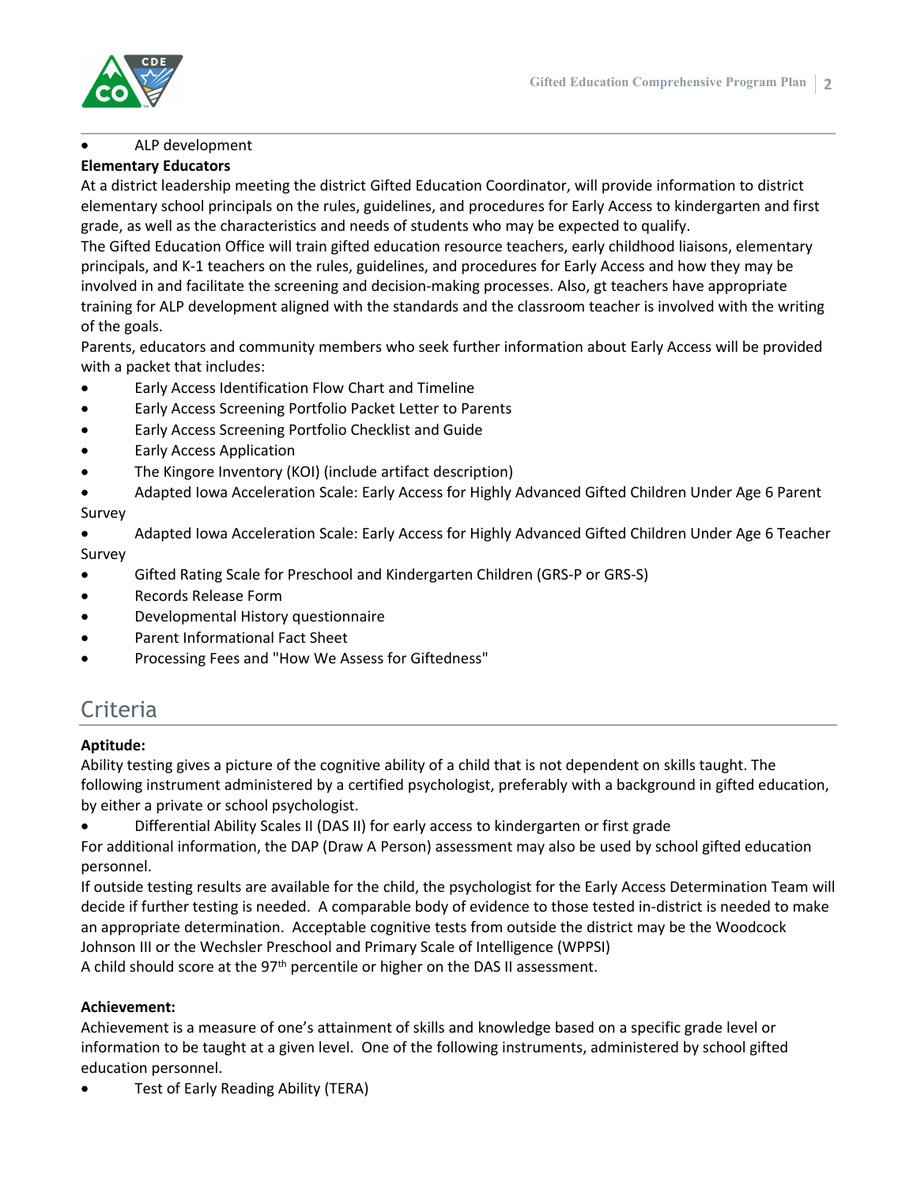- ALP development

**Elementary Educators**

At a district leadership meeting the district Gifted Education Coordinator, will provide information to district elementary school principals on the rules, guidelines, and procedures for Early Access to kindergarten and first grade, as well as the characteristics and needs of students who may be expected to qualify.

The Gifted Education Office will train gifted education resource teachers, early childhood liaisons, elementary principals, and K-1 teachers on the rules, guidelines, and procedures for Early Access and how they may be involved in and facilitate the screening and decision-making processes. Also, gt teachers have appropriate training for ALP development aligned with the standards and the classroom teacher is involved with the writing of the goals.

Parents, educators and community members who seek further information about Early Access will be provided with a packet that includes:

- Early Access Identification Flow Chart and Timeline
- Early Access Screening Portfolio Packet Letter to Parents
- Early Access Screening Portfolio Checklist and Guide
- Early Access Application
- The Kingore Inventory (KOI) (include artifact description)
- Adapted Iowa Acceleration Scale: Early Access for Highly Advanced Gifted Children Under Age 6 Parent Survey
- Adapted Iowa Acceleration Scale: Early Access for Highly Advanced Gifted Children Under Age 6 Teacher Survey
- Gifted Rating Scale for Preschool and Kindergarten Children (GRS-P or GRS-S)
- Records Release Form
- Developmental History questionnaire
- Parent Informational Fact Sheet
- Processing Fees and "How We Assess for Giftedness"

## Criteria

**Aptitude:**

Ability testing gives a picture of the cognitive ability of a child that is not dependent on skills taught. The following instrument administered by a certified psychologist, preferably with a background in gifted education, by either a private or school psychologist.

- Differential Ability Scales II (DAS II) for early access to kindergarten or first grade

For additional information, the DAP (Draw A Person) assessment may also be used by school gifted education personnel.

If outside testing results are available for the child, the psychologist for the Early Access Determination Team will decide if further testing is needed. A comparable body of evidence to those tested in-district is needed to make an appropriate determination. Acceptable cognitive tests from outside the district may be the Woodcock Johnson III or the Wechsler Preschool and Primary Scale of Intelligence (WPPSI)

A child should score at the 97th percentile or higher on the DAS II assessment.

**Achievement:**

Achievement is a measure of one's attainment of skills and knowledge based on a specific grade level or information to be taught at a given level. One of the following instruments, administered by school gifted education personnel.

- Test of Early Reading Ability (TERA)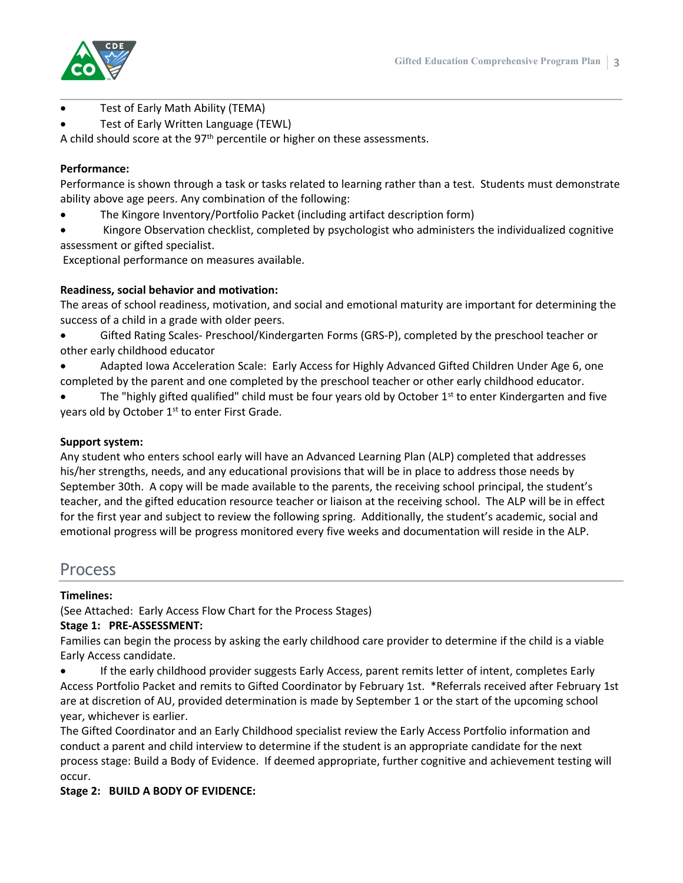- Test of Early Math Ability (TEMA)
- Test of Early Written Language (TEWL)

A child should score at the 97th percentile or higher on these assessments.

**Performance:**
Performance is shown through a task or tasks related to learning rather than a test. Students must demonstrate ability above age peers. Any combination of the following:

- The Kingore Inventory/Portfolio Packet (including artifact description form)
- Kingore Observation checklist, completed by psychologist who administers the individualized cognitive assessment or gifted specialist.

Exceptional performance on measures available.

**Readiness, social behavior and motivation:**
The areas of school readiness, motivation, and social and emotional maturity are important for determining the success of a child in a grade with older peers.

- Gifted Rating Scales- Preschool/Kindergarten Forms (GRS-P), completed by the preschool teacher or other early childhood educator
- Adapted Iowa Acceleration Scale: Early Access for Highly Advanced Gifted Children Under Age 6, one completed by the parent and one completed by the preschool teacher or other early childhood educator.
- The "highly gifted qualified" child must be four years old by October 1st to enter Kindergarten and five years old by October 1st to enter First Grade.

**Support system:**
Any student who enters school early will have an Advanced Learning Plan (ALP) completed that addresses his/her strengths, needs, and any educational provisions that will be in place to address those needs by September 30th. A copy will be made available to the parents, the receiving school principal, the student's teacher, and the gifted education resource teacher or liaison at the receiving school. The ALP will be in effect for the first year and subject to review the following spring. Additionally, the student's academic, social and emotional progress will be progress monitored every five weeks and documentation will reside in the ALP.

## Process

**Timelines:**
(See Attached: Early Access Flow Chart for the Process Stages)

**Stage 1: PRE-ASSESSMENT:**
Families can begin the process by asking the early childhood care provider to determine if the child is a viable Early Access candidate.

- If the early childhood provider suggests Early Access, parent remits letter of intent, completes Early Access Portfolio Packet and remits to Gifted Coordinator by February 1st. *Referrals received after February 1st are at discretion of AU, provided determination is made by September 1 or the start of the upcoming school year, whichever is earlier.

The Gifted Coordinator and an Early Childhood specialist review the Early Access Portfolio information and conduct a parent and child interview to determine if the student is an appropriate candidate for the next process stage: Build a Body of Evidence. If deemed appropriate, further cognitive and achievement testing will occur.

**Stage 2: BUILD A BODY OF EVIDENCE:**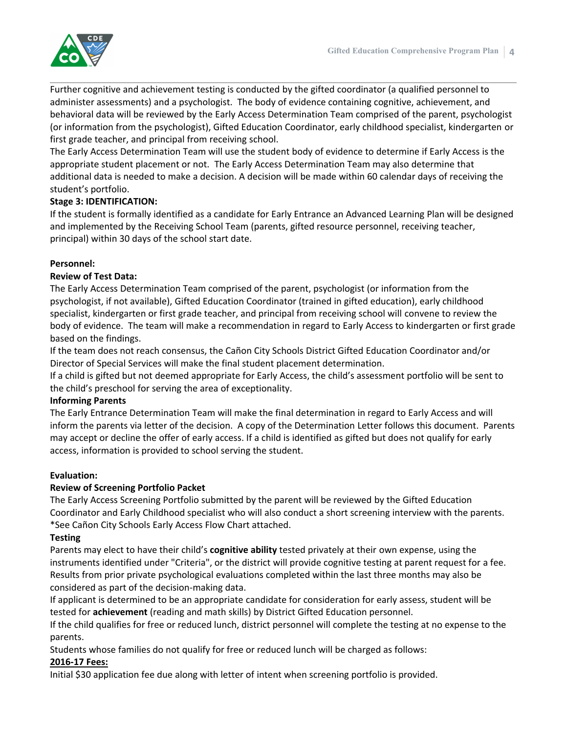Further cognitive and achievement testing is conducted by the gifted coordinator (a qualified personnel to administer assessments) and a psychologist. The body of evidence containing cognitive, achievement, and behavioral data will be reviewed by the Early Access Determination Team comprised of the parent, psychologist (or information from the psychologist), Gifted Education Coordinator, early childhood specialist, kindergarten or first grade teacher, and principal from receiving school.

The Early Access Determination Team will use the student body of evidence to determine if Early Access is the appropriate student placement or not. The Early Access Determination Team may also determine that additional data is needed to make a decision. A decision will be made within 60 calendar days of receiving the student's portfolio.

**Stage 3: IDENTIFICATION:**

If the student is formally identified as a candidate for Early Entrance an Advanced Learning Plan will be designed and implemented by the Receiving School Team (parents, gifted resource personnel, receiving teacher, principal) within 30 days of the school start date.

**Personnel:**

**Review of Test Data:**

The Early Access Determination Team comprised of the parent, psychologist (or information from the psychologist, if not available), Gifted Education Coordinator (trained in gifted education), early childhood specialist, kindergarten or first grade teacher, and principal from receiving school will convene to review the body of evidence. The team will make a recommendation in regard to Early Access to kindergarten or first grade based on the findings.

If the team does not reach consensus, the Cañon City Schools District Gifted Education Coordinator and/or Director of Special Services will make the final student placement determination.

If a child is gifted but not deemed appropriate for Early Access, the child's assessment portfolio will be sent to the child's preschool for serving the area of exceptionality.

**Informing Parents**

The Early Entrance Determination Team will make the final determination in regard to Early Access and will inform the parents via letter of the decision. A copy of the Determination Letter follows this document. Parents may accept or decline the offer of early access. If a child is identified as gifted but does not qualify for early access, information is provided to school serving the student.

**Evaluation:**

**Review of Screening Portfolio Packet**

The Early Access Screening Portfolio submitted by the parent will be reviewed by the Gifted Education Coordinator and Early Childhood specialist who will also conduct a short screening interview with the parents. *See Cañon City Schools Early Access Flow Chart attached.

**Testing**

Parents may elect to have their child's **cognitive ability** tested privately at their own expense, using the instruments identified under "Criteria", or the district will provide cognitive testing at parent request for a fee. Results from prior private psychological evaluations completed within the last three months may also be considered as part of the decision-making data.

If applicant is determined to be an appropriate candidate for consideration for early assess, student will be tested for **achievement** (reading and math skills) by District Gifted Education personnel.

If the child qualifies for free or reduced lunch, district personnel will complete the testing at no expense to the parents.

Students whose families do not qualify for free or reduced lunch will be charged as follows:

**2016-17 Fees:**

Initial $30 application fee due along with letter of intent when screening portfolio is provided.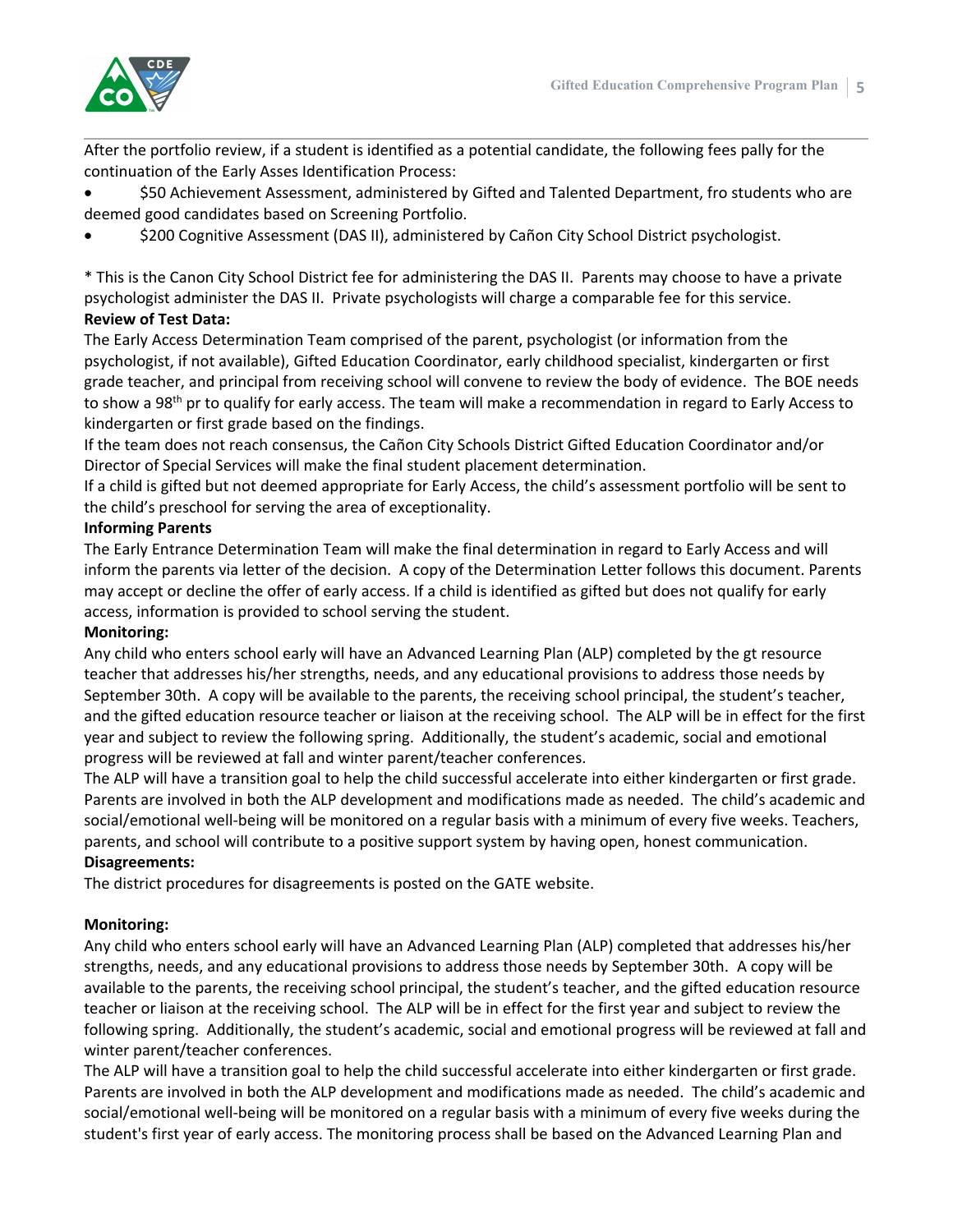After the portfolio review, if a student is identified as a potential candidate, the following fees pally for the continuation of the Early Asses Identification Process:

- $50 Achievement Assessment, administered by Gifted and Talented Department, fro students who are deemed good candidates based on Screening Portfolio.
- $200 Cognitive Assessment (DAS II), administered by Cañon City School District psychologist.

* This is the Canon City School District fee for administering the DAS II. Parents may choose to have a private psychologist administer the DAS II. Private psychologists will charge a comparable fee for this service.

**Review of Test Data:**

The Early Access Determination Team comprised of the parent, psychologist (or information from the psychologist, if not available), Gifted Education Coordinator, early childhood specialist, kindergarten or first grade teacher, and principal from receiving school will convene to review the body of evidence. The BOE needs to show a 98th pr to qualify for early access. The team will make a recommendation in regard to Early Access to kindergarten or first grade based on the findings.

If the team does not reach consensus, the Cañon City Schools District Gifted Education Coordinator and/or Director of Special Services will make the final student placement determination.

If a child is gifted but not deemed appropriate for Early Access, the child's assessment portfolio will be sent to the child's preschool for serving the area of exceptionality.

**Informing Parents**

The Early Entrance Determination Team will make the final determination in regard to Early Access and will inform the parents via letter of the decision. A copy of the Determination Letter follows this document. Parents may accept or decline the offer of early access. If a child is identified as gifted but does not qualify for early access, information is provided to school serving the student.

**Monitoring:**

Any child who enters school early will have an Advanced Learning Plan (ALP) completed by the gt resource teacher that addresses his/her strengths, needs, and any educational provisions to address those needs by September 30th. A copy will be available to the parents, the receiving school principal, the student's teacher, and the gifted education resource teacher or liaison at the receiving school. The ALP will be in effect for the first year and subject to review the following spring. Additionally, the student's academic, social and emotional progress will be reviewed at fall and winter parent/teacher conferences.

The ALP will have a transition goal to help the child successful accelerate into either kindergarten or first grade. Parents are involved in both the ALP development and modifications made as needed. The child's academic and social/emotional well-being will be monitored on a regular basis with a minimum of every five weeks. Teachers, parents, and school will contribute to a positive support system by having open, honest communication.

**Disagreements:**

The district procedures for disagreements is posted on the GATE website.

**Monitoring:**

Any child who enters school early will have an Advanced Learning Plan (ALP) completed that addresses his/her strengths, needs, and any educational provisions to address those needs by September 30th. A copy will be available to the parents, the receiving school principal, the student's teacher, and the gifted education resource teacher or liaison at the receiving school. The ALP will be in effect for the first year and subject to review the following spring. Additionally, the student's academic, social and emotional progress will be reviewed at fall and winter parent/teacher conferences.

The ALP will have a transition goal to help the child successful accelerate into either kindergarten or first grade. Parents are involved in both the ALP development and modifications made as needed. The child's academic and social/emotional well-being will be monitored on a regular basis with a minimum of every five weeks during the student's first year of early access. The monitoring process shall be based on the Advanced Learning Plan and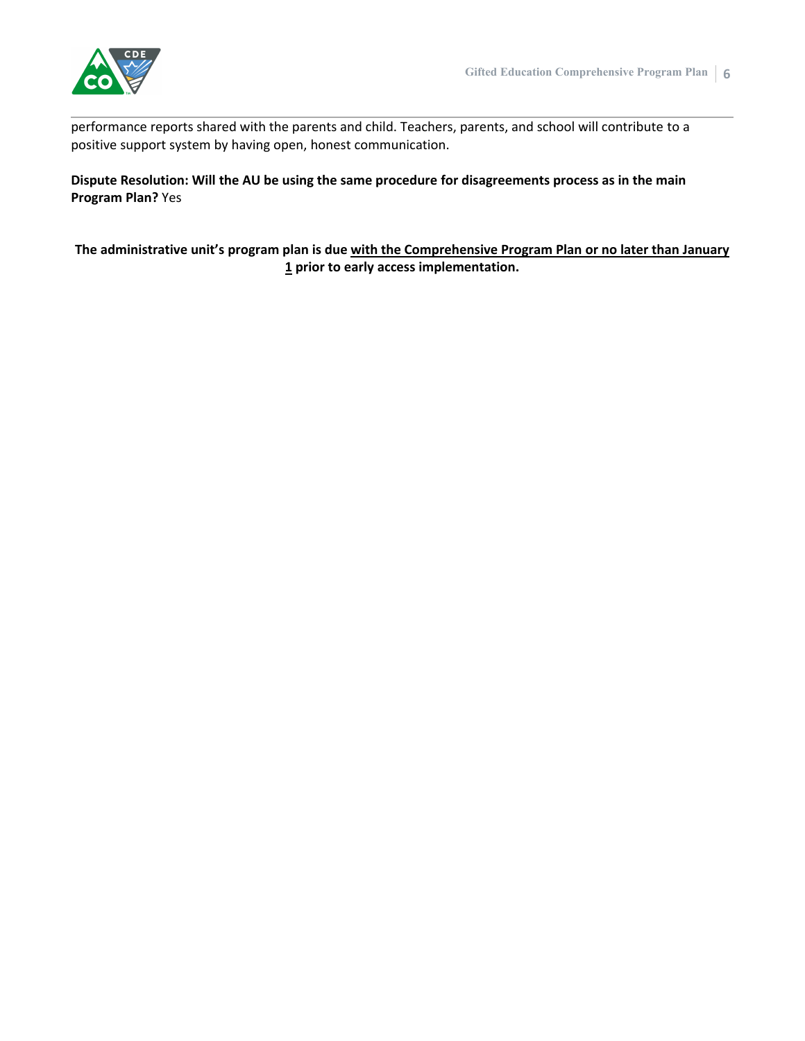performance reports shared with the parents and child. Teachers, parents, and school will contribute to a positive support system by having open, honest communication.

**Dispute Resolution: Will the AU be using the same procedure for disagreements process as in the main Program Plan?** Yes

**The administrative unit's program plan is due <u>with the Comprehensive Program Plan or no later than January 1</u> prior to early access implementation.**